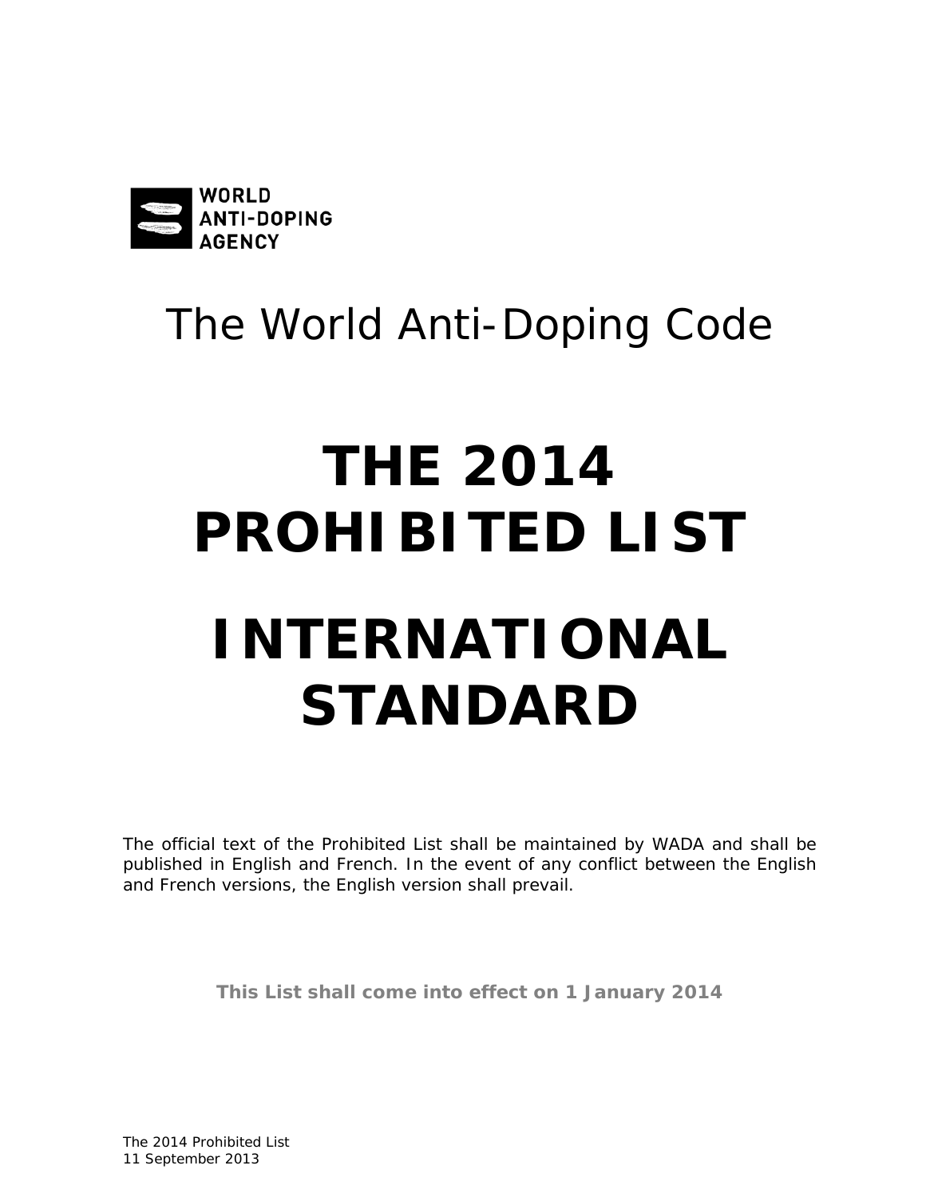WORLD ANTI-DOPING AGENCY

The World Anti-Doping Code

# THE 2014 PROHIBITED LIST

# INTERNATIONAL STANDARD

The official text of the Prohibited List shall be maintained by WADA and shall be published in English and French. In the event of any conflict between the English and French versions, the English version shall prevail.

**This List shall come into effect on 1 January 2014**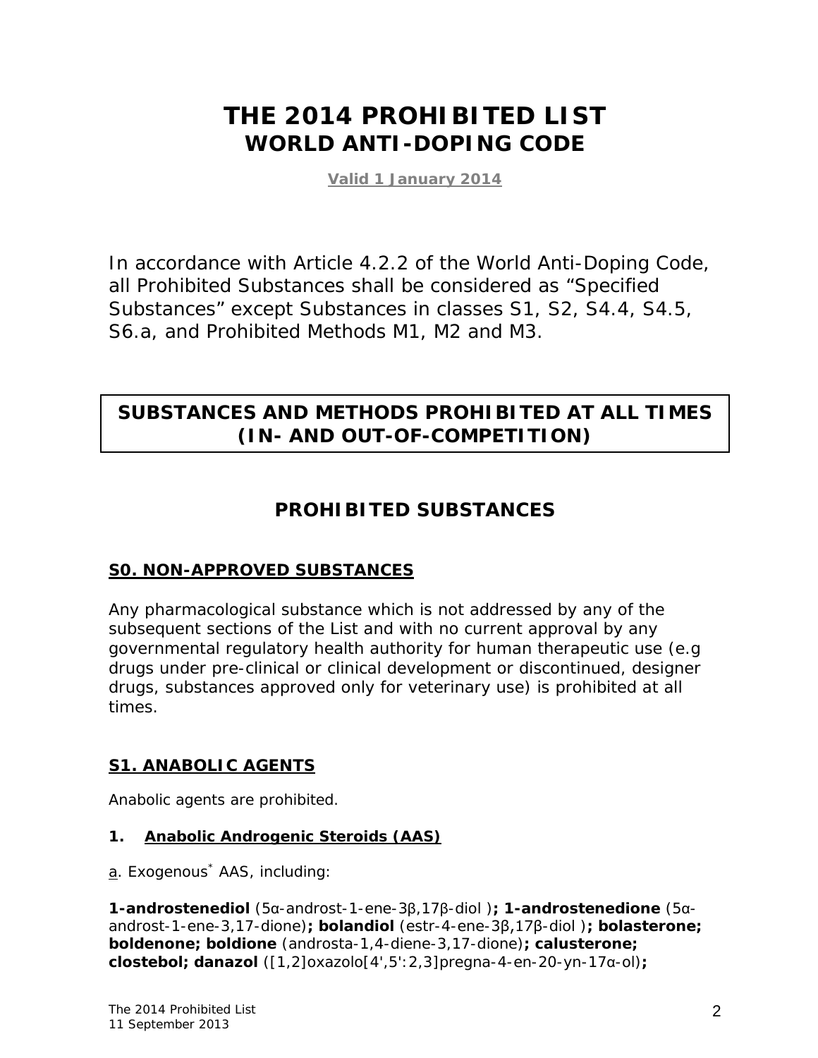# THE 2014 PROHIBITED LIST
## WORLD ANTI-DOPING CODE

**Valid 1 January 2014**

In accordance with Article 4.2.2 of the World Anti-Doping Code, all Prohibited Substances shall be considered as "Specified Substances" except Substances in classes S1, S2, S4.4, S4.5, S6.a, and Prohibited Methods M1, M2 and M3.

## SUBSTANCES AND METHODS PROHIBITED AT ALL TIMES (IN- AND OUT-OF-COMPETITION)

## PROHIBITED SUBSTANCES

### S0. NON-APPROVED SUBSTANCES

Any pharmacological substance which is not addressed by any of the subsequent sections of the List and with no current approval by any governmental regulatory health authority for human therapeutic use (e.g drugs under pre-clinical or clinical development or discontinued, designer drugs, substances approved only for veterinary use) is prohibited at all times.

### S1. ANABOLIC AGENTS

*Anabolic agents are prohibited.*

**1. Anabolic Androgenic Steroids (AAS)**

a. Exogenous* AAS, including:

**1-androstenediol** (5α-androst-1-ene-3β,17β-diol )**; 1-androstenedione** (5α-androst-1-ene-3,17-dione)**; bolandiol** (estr-4-ene-3β,17β-diol )**; bolasterone; boldenone; boldione** (androsta-1,4-diene-3,17-dione)**; calusterone; clostebol; danazol** ([1,2]oxazolo[4',5':2,3]pregna-4-en-20-yn-17α-ol)**;**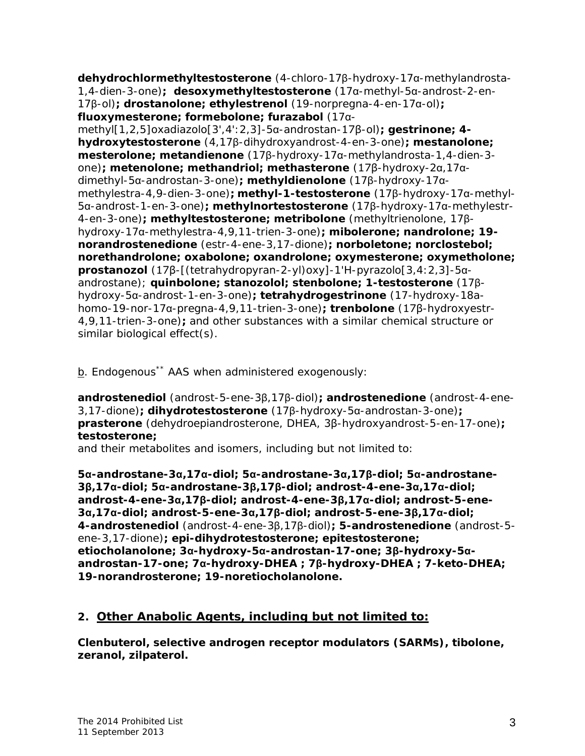**dehydrochlormethyltestosterone** (4-chloro-17β-hydroxy-17α-methylandrosta-1,4-dien-3-one)**; desoxymethyltestosterone** (17α-methyl-5α-androst-2-en-17β-ol)**; drostanolone; ethylestrenol** (19-norpregna-4-en-17α-ol)**; fluoxymesterone; formebolone; furazabol** (17α-methyl[1,2,5]oxadiazolo[3',4':2,3]-5α-androstan-17β-ol)**; gestrinone; 4-hydroxytestosterone** (4,17β-dihydroxyandrost-4-en-3-one)**; mestanolone; mesterolone; metandienone** (17β-hydroxy-17α-methylandrosta-1,4-dien-3-one)**; metenolone; methandriol; methasterone** (17β-hydroxy-2α,17α-dimethyl-5α-androstan-3-one)**; methyldienolone** (17β-hydroxy-17α-methylestra-4,9-dien-3-one)**; methyl-1-testosterone** (17β-hydroxy-17α-methyl-5α-androst-1-en-3-one)**; methylnortestosterone** (17β-hydroxy-17α-methylestr-4-en-3-one)**; methyltestosterone; metribolone** (methyltrienolone, 17β-hydroxy-17α-methylestra-4,9,11-trien-3-one)**; mibolerone; nandrolone; 19-norandrostenedione** (estr-4-ene-3,17-dione)**; norboletone; norclostebol; norethandrolone; oxabolone; oxandrolone; oxymesterone; oxymetholone; prostanozol** (17β-[(tetrahydropyran-2-yl)oxy]-1'H-pyrazolo[3,4:2,3]-5α-androstane); **quinbolone; stanozolol; stenbolone; 1-testosterone** (17β-hydroxy-5α-androst-1-en-3-one)**; tetrahydrogestrinone** (17-hydroxy-18a-homo-19-nor-17α-pregna-4,9,11-trien-3-one)**; trenbolone** (17β-hydroxyestr-4,9,11-trien-3-one)**;** and other substances with a similar chemical structure or similar biological effect(s).

b. Endogenous** AAS when administered exogenously:

**androstenediol** (androst-5-ene-3β,17β-diol)**; androstenedione** (androst-4-ene-3,17-dione)**; dihydrotestosterone** (17β-hydroxy-5α-androstan-3-one)**; prasterone** (dehydroepiandrosterone, DHEA, 3β-hydroxyandrost-5-en-17-one)**; testosterone;**
and their metabolites and isomers, including but not limited to:

**5α-androstane-3α,17α-diol; 5α-androstane-3α,17β-diol; 5α-androstane-3β,17α-diol; 5α-androstane-3β,17β-diol; androst-4-ene-3α,17α-diol; androst-4-ene-3α,17β-diol; androst-4-ene-3β,17α-diol; androst-5-ene-3α,17α-diol; androst-5-ene-3α,17β-diol; androst-5-ene-3β,17α-diol; 4-androstenediol** (androst-4-ene-3β,17β-diol)**; 5-androstenedione** (androst-5-ene-3,17-dione)**; epi-dihydrotestosterone; epitestosterone; etiocholanolone; 3α-hydroxy-5α-androstan-17-one; 3β-hydroxy-5α-androstan-17-one; 7α-hydroxy-DHEA ; 7β-hydroxy-DHEA ; 7-keto-DHEA; 19-norandrosterone; 19-noretiocholanolone.**

## 2. Other Anabolic Agents, including but not limited to:

**Clenbuterol, selective androgen receptor modulators (SARMs), tibolone, zeranol, zilpaterol.**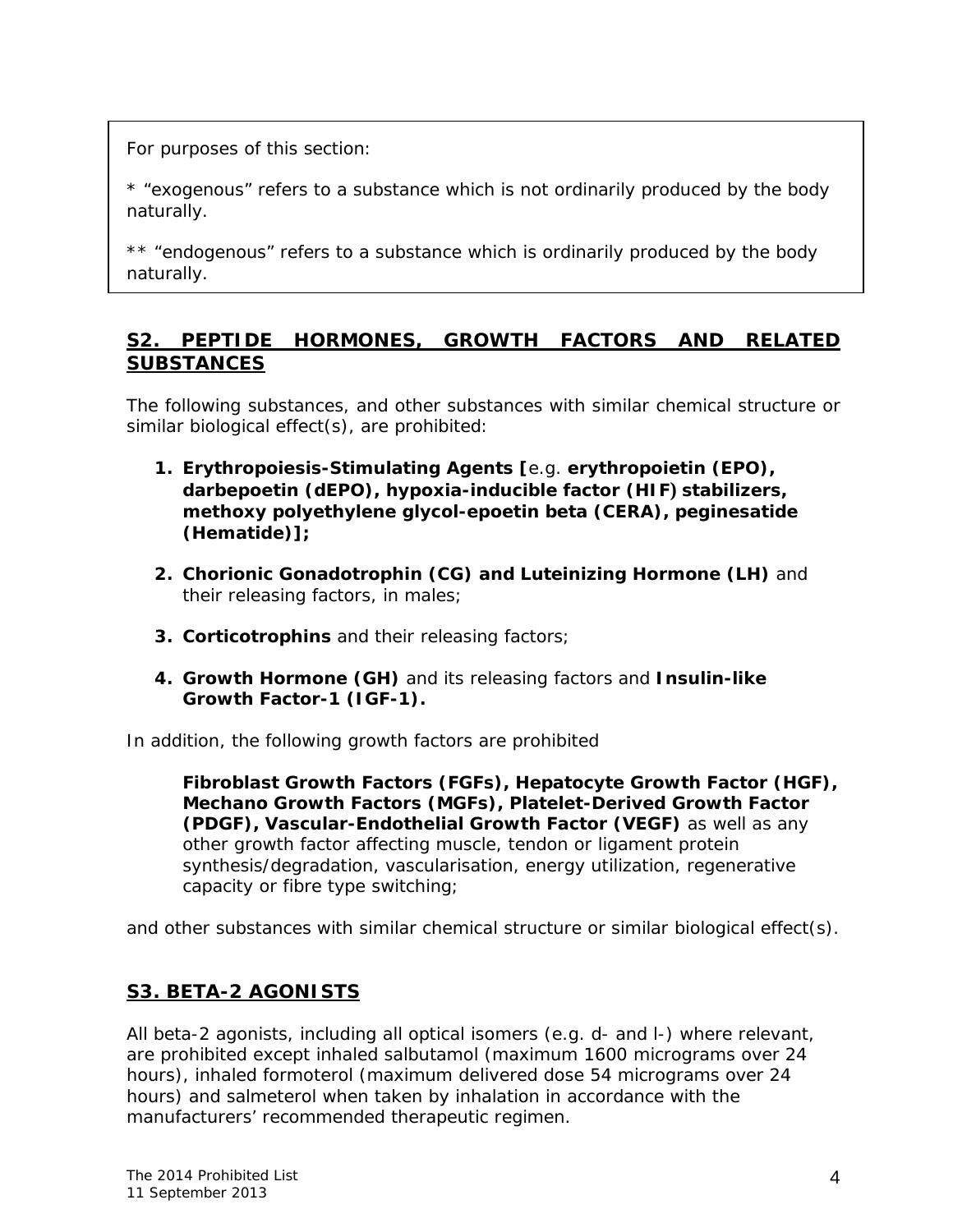For purposes of this section:

* “exogenous” refers to a substance which is not ordinarily produced by the body naturally.

** “endogenous” refers to a substance which is ordinarily produced by the body naturally.

## S2. PEPTIDE HORMONES, GROWTH FACTORS AND RELATED SUBSTANCES

The following substances, and other substances with similar chemical structure or similar biological effect(s), are prohibited:

1. **Erythropoiesis-Stimulating Agents [**e.g. **erythropoietin (EPO), darbepoetin (dEPO), hypoxia-inducible factor (HIF) stabilizers, methoxy polyethylene glycol-epoetin beta (CERA), peginesatide (Hematide)];**
2. **Chorionic Gonadotrophin (CG) and Luteinizing Hormone (LH)** and their releasing factors, in males;
3. **Corticotrophins** and their releasing factors;
4. **Growth Hormone (GH)** and its releasing factors and **Insulin-like Growth Factor-1 (IGF-1).**

In addition, the following growth factors are prohibited

> **Fibroblast Growth Factors (FGFs), Hepatocyte Growth Factor (HGF), Mechano Growth Factors (MGFs), Platelet-Derived Growth Factor (PDGF), Vascular-Endothelial Growth Factor (VEGF)** as well as any other growth factor affecting muscle, tendon or ligament protein synthesis/degradation, vascularisation, energy utilization, regenerative capacity or fibre type switching;

and other substances with similar chemical structure or similar biological effect(s).

## S3. BETA-2 AGONISTS

All beta-2 agonists, including all optical isomers (e.g. d- and l-) where relevant, are prohibited except inhaled salbutamol (maximum 1600 micrograms over 24 hours), inhaled formoterol (maximum delivered dose 54 micrograms over 24 hours) and salmeterol when taken by inhalation in accordance with the manufacturers’ recommended therapeutic regimen.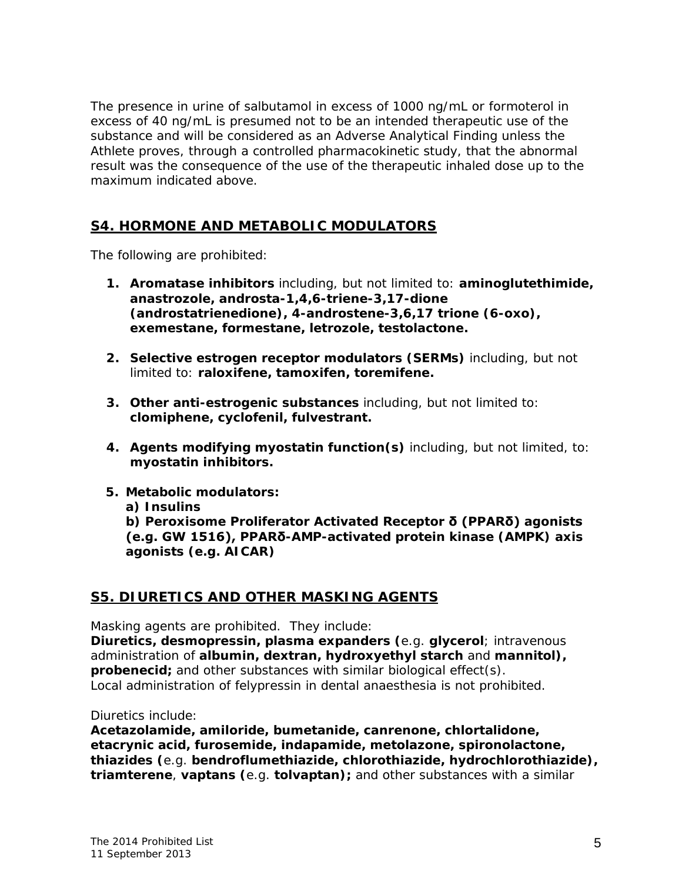The presence in urine of salbutamol in excess of 1000 ng/mL or formoterol in excess of 40 ng/mL is presumed not to be an intended therapeutic use of the substance and will be considered as an Adverse Analytical Finding unless the Athlete proves, through a controlled pharmacokinetic study, that the abnormal result was the consequence of the use of the therapeutic inhaled dose up to the maximum indicated above.

## S4. HORMONE AND METABOLIC MODULATORS

The following are prohibited:

1. **Aromatase inhibitors** including, but not limited to: **aminoglutethimide, anastrozole, androsta-1,4,6-triene-3,17-dione (androstatrienedione), 4-androstene-3,6,17 trione (6-oxo), exemestane, formestane, letrozole, testolactone.**

2. **Selective estrogen receptor modulators (SERMs)** including, but not limited to: **raloxifene, tamoxifen, toremifene.**

3. **Other anti-estrogenic substances** including, but not limited to: **clomiphene, cyclofenil, fulvestrant.**

4. **Agents modifying myostatin function(s)** including, but not limited, to: **myostatin inhibitors.**

5. **Metabolic modulators:**
   **a) Insulins**
   **b) Peroxisome Proliferator Activated Receptor δ (PPARδ) agonists (e.g. GW 1516), PPARδ-AMP-activated protein kinase (AMPK) axis agonists (e.g. AICAR)**

## S5. DIURETICS AND OTHER MASKING AGENTS

Masking agents are prohibited. They include:
**Diuretics, desmopressin, plasma expanders (**e.g. **glycerol**; intravenous administration of **albumin, dextran, hydroxyethyl starch** and **mannitol), probenecid;** and other substances with similar biological effect(s).
Local administration of felypressin in dental anaesthesia is not prohibited.

Diuretics include:
**Acetazolamide, amiloride, bumetanide, canrenone, chlortalidone, etacrynic acid, furosemide, indapamide, metolazone, spironolactone, thiazides (**e.g. **bendroflumethiazide, chlorothiazide, hydrochlorothiazide), triamterene**, **vaptans (**e.g. **tolvaptan);** and other substances with a similar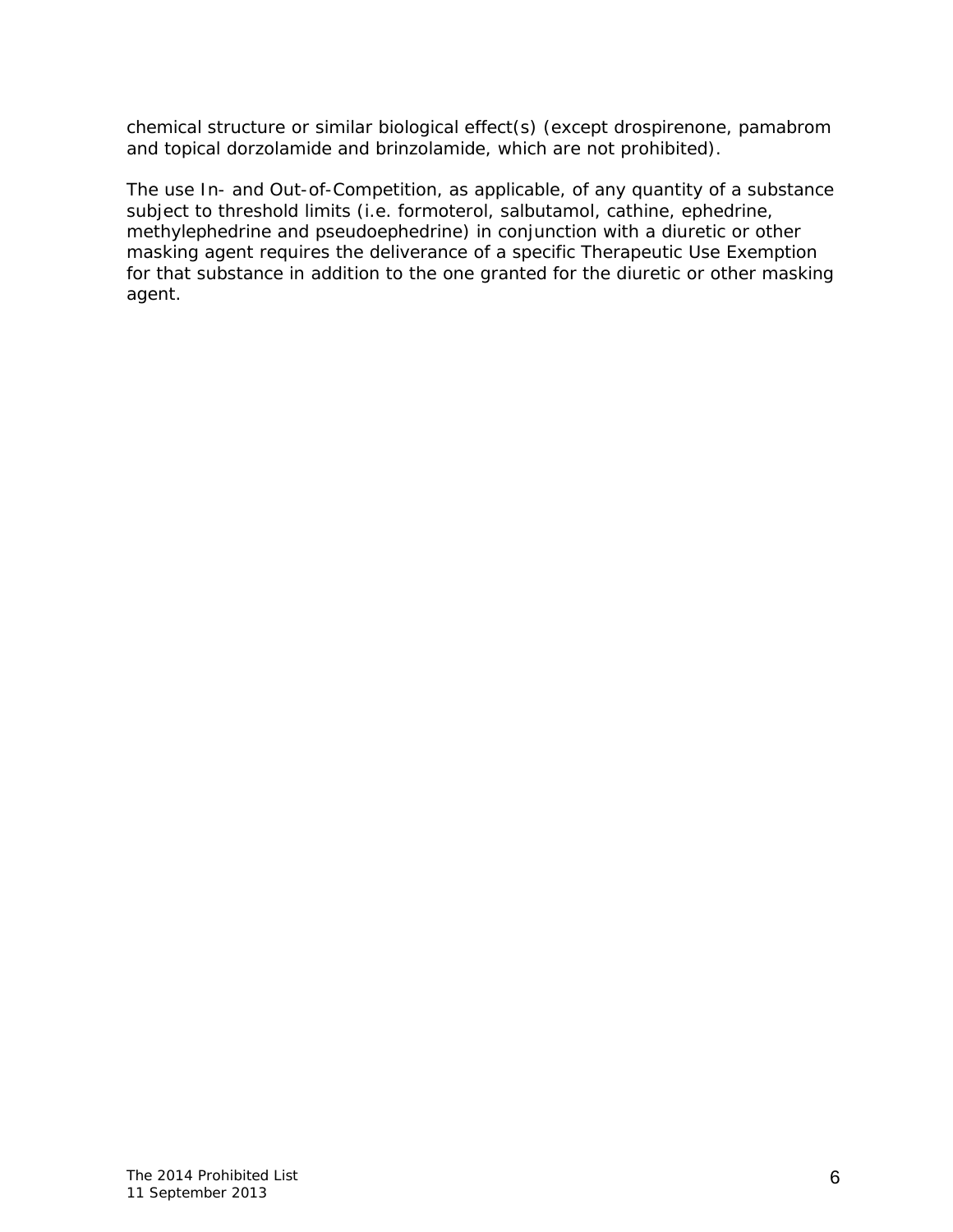chemical structure or similar biological effect(s) (except drospirenone, pamabrom and topical dorzolamide and brinzolamide, which are not prohibited).

The use In- and Out-of-Competition, as applicable, of any quantity of a substance subject to threshold limits (i.e. formoterol, salbutamol, cathine, ephedrine, methylephedrine and pseudoephedrine) in conjunction with a diuretic or other masking agent requires the deliverance of a specific Therapeutic Use Exemption for that substance in addition to the one granted for the diuretic or other masking agent.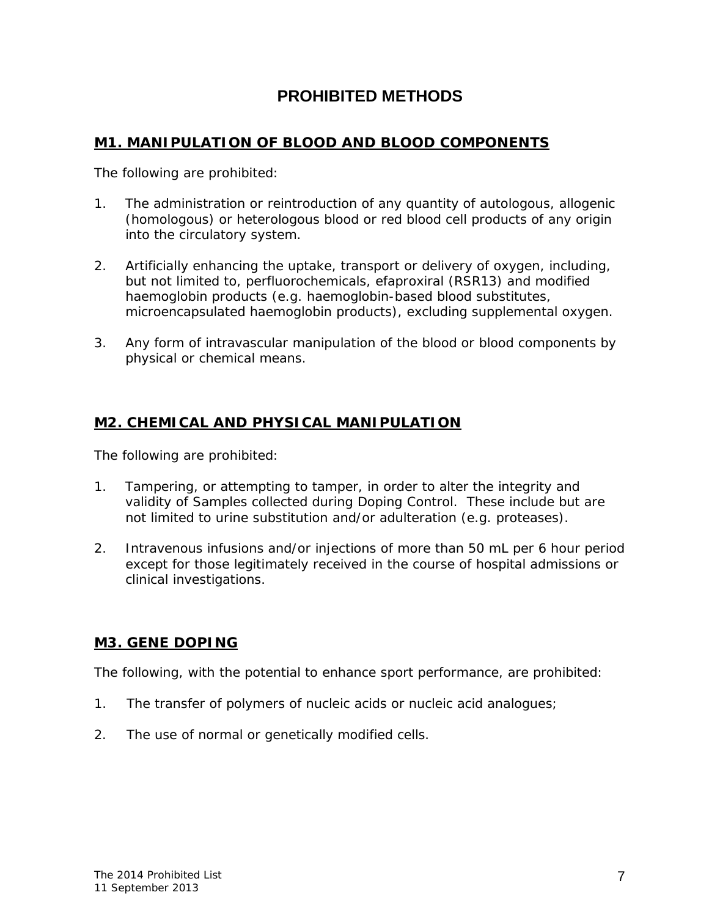# PROHIBITED METHODS

## M1. MANIPULATION OF BLOOD AND BLOOD COMPONENTS

The following are prohibited:

1. The administration or reintroduction of any quantity of autologous, allogenic (homologous) or heterologous blood or red blood cell products of any origin into the circulatory system.

2. Artificially enhancing the uptake, transport or delivery of oxygen, including, but not limited to, perfluorochemicals, efaproxiral (RSR13) and modified haemoglobin products (e.g. haemoglobin-based blood substitutes, microencapsulated haemoglobin products), excluding supplemental oxygen.

3. Any form of intravascular manipulation of the blood or blood components by physical or chemical means.

## M2. CHEMICAL AND PHYSICAL MANIPULATION

The following are prohibited:

1. Tampering, or attempting to tamper, in order to alter the integrity and validity of Samples collected during Doping Control. These include but are not limited to urine substitution and/or adulteration (e.g. proteases).

2. Intravenous infusions and/or injections of more than 50 mL per 6 hour period except for those legitimately received in the course of hospital admissions or clinical investigations.

## M3. GENE DOPING

The following, with the potential to enhance sport performance, are prohibited:

1. The transfer of polymers of nucleic acids or nucleic acid analogues;

2. The use of normal or genetically modified cells.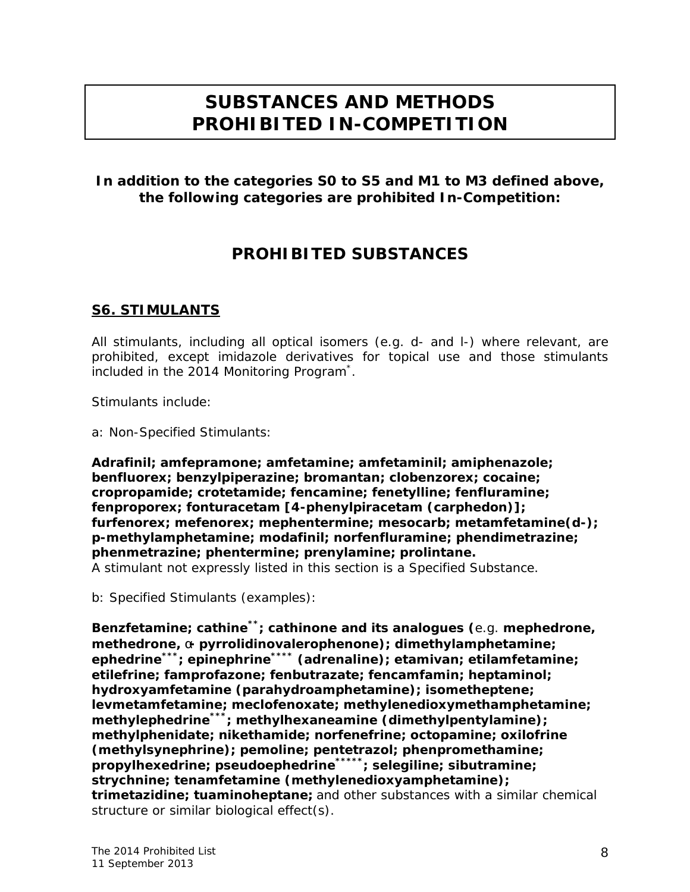# SUBSTANCES AND METHODS PROHIBITED IN-COMPETITION

**In addition to the categories S0 to S5 and M1 to M3 defined above, the following categories are prohibited In-Competition:**

## PROHIBITED SUBSTANCES

### S6. STIMULANTS

All stimulants, including all optical isomers (e.g. d- and l-) where relevant, are prohibited, except imidazole derivatives for topical use and those stimulants included in the 2014 Monitoring Program*.

Stimulants include:

a: Non-Specified Stimulants:

**Adrafinil; amfepramone; amfetamine; amfetaminil; amiphenazole; benfluorex; benzylpiperazine; bromantan; clobenzorex; cocaine; cropropamide; crotetamide; fencamine; fenetylline; fenfluramine; fenproporex; fonturacetam [4-phenylpiracetam (carphedon)]; furfenorex; mefenorex; mephentermine; mesocarb; metamfetamine(d-); p-methylamphetamine; modafinil; norfenfluramine; phendimetrazine; phenmetrazine; phentermine; prenylamine; prolintane.**
A stimulant not expressly listed in this section is a Specified Substance.

b: Specified Stimulants (examples):

**Benzfetamine; cathine**; cathinone and its analogues (**e.g. **mephedrone, methedrone, α- pyrrolidinovalerophenone); dimethylamphetamine; ephedrine***; epinephrine**** (adrenaline); etamivan; etilamfetamine; etilefrine; famprofazone; fenbutrazate; fencamfamin; heptaminol; hydroxyamfetamine (parahydroamphetamine); isometheptene; levmetamfetamine; meclofenoxate; methylenedioxymethamphetamine; methylephedrine***; methylhexaneamine (dimethylpentylamine); methylphenidate; nikethamide; norfenefrine; octopamine; oxilofrine (methylsynephrine); pemoline; pentetrazol; phenpromethamine; propylhexedrine; pseudoephedrine*****; selegiline; sibutramine; strychnine; tenamfetamine (methylenedioxyamphetamine); trimetazidine; tuaminoheptane;** and other substances with a similar chemical structure or similar biological effect(s).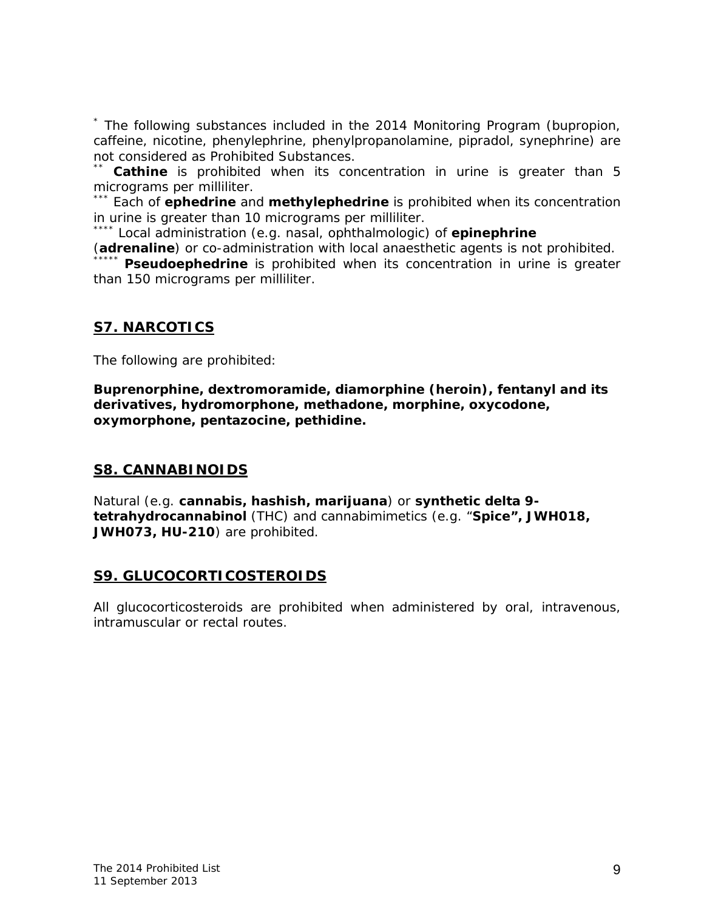* The following substances included in the 2014 Monitoring Program (bupropion, caffeine, nicotine, phenylephrine, phenylpropanolamine, pipradol, synephrine) are not considered as Prohibited Substances.

** **Cathine** is prohibited when its concentration in urine is greater than 5 micrograms per milliliter.

*** Each of **ephedrine** and **methylephedrine** is prohibited when its concentration in urine is greater than 10 micrograms per milliliter.

**** Local administration (e.g. nasal, ophthalmologic) of **epinephrine** (**adrenaline**) or co-administration with local anaesthetic agents is not prohibited.

***** **Pseudoephedrine** is prohibited when its concentration in urine is greater than 150 micrograms per milliliter.

## S7. NARCOTICS

The following are prohibited:

**Buprenorphine, dextromoramide, diamorphine (heroin), fentanyl and its derivatives, hydromorphone, methadone, morphine, oxycodone, oxymorphone, pentazocine, pethidine.**

## S8. CANNABINOIDS

Natural (e.g. **cannabis, hashish, marijuana**) or **synthetic delta 9-tetrahydrocannabinol** (THC) and cannabimimetics (e.g. "**Spice", JWH018, JWH073, HU-210**) are prohibited.

## S9. GLUCOCORTICOSTEROIDS

All glucocorticosteroids are prohibited when administered by oral, intravenous, intramuscular or rectal routes.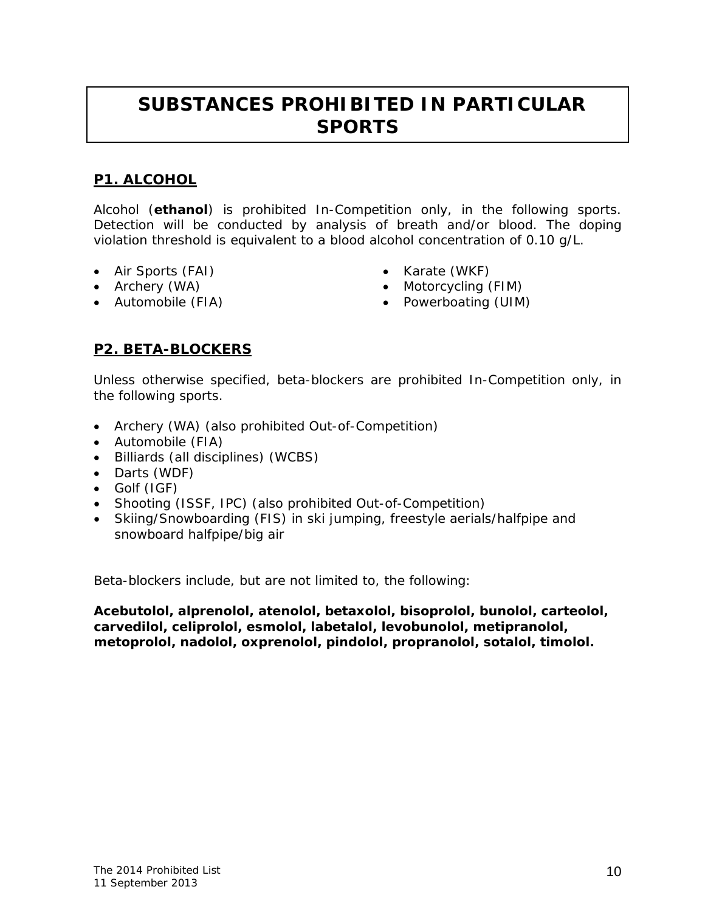# SUBSTANCES PROHIBITED IN PARTICULAR SPORTS

## P1. ALCOHOL

Alcohol (**ethanol**) is prohibited In-Competition only, in the following sports. Detection will be conducted by analysis of breath and/or blood. The doping violation threshold is equivalent to a blood alcohol concentration of 0.10 g/L.

- Air Sports (FAI)
- Archery (WA)
- Automobile (FIA)
- Karate (WKF)
- Motorcycling (FIM)
- Powerboating (UIM)

## P2. BETA-BLOCKERS

Unless otherwise specified, beta-blockers are prohibited In-Competition only, in the following sports.

- Archery (WA) (also prohibited Out-of-Competition)
- Automobile (FIA)
- Billiards (all disciplines) (WCBS)
- Darts (WDF)
- Golf (IGF)
- Shooting (ISSF, IPC) (also prohibited Out-of-Competition)
- Skiing/Snowboarding (FIS) in ski jumping, freestyle aerials/halfpipe and snowboard halfpipe/big air

Beta-blockers include, but are not limited to, the following:

**Acebutolol, alprenolol, atenolol, betaxolol, bisoprolol, bunolol, carteolol, carvedilol, celiprolol, esmolol, labetalol, levobunolol, metipranolol, metoprolol, nadolol, oxprenolol, pindolol, propranolol, sotalol, timolol.**